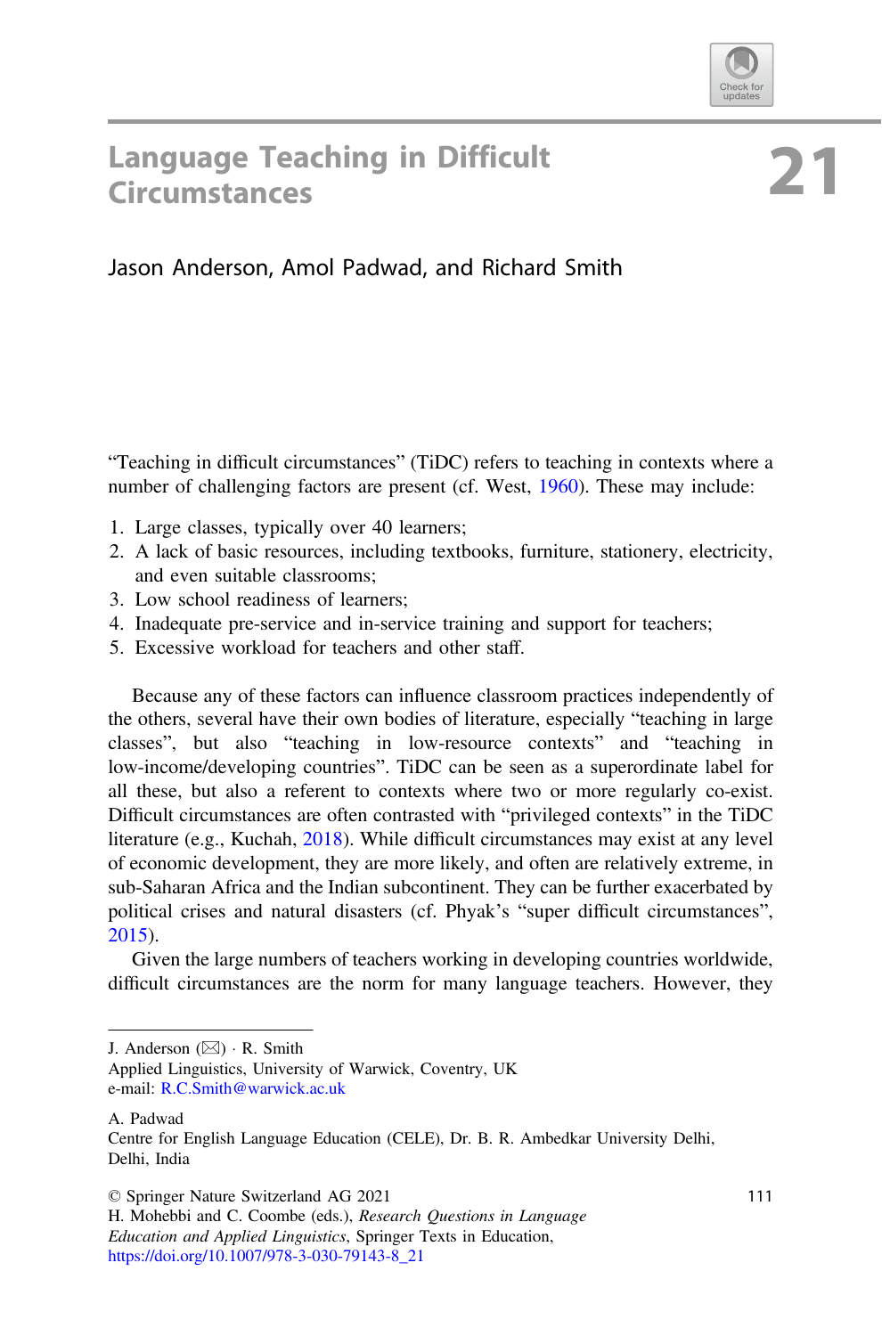# 21 Language Teaching in Difficult Circumstances

Jason Anderson, Amol Padwad, and Richard Smith

"Teaching in difficult circumstances" (TiDC) refers to teaching in contexts where a number of challenging factors are present (cf. West, 1960). These may include:

1. Large classes, typically over 40 learners;
2. A lack of basic resources, including textbooks, furniture, stationery, electricity, and even suitable classrooms;
3. Low school readiness of learners;
4. Inadequate pre-service and in-service training and support for teachers;
5. Excessive workload for teachers and other staff.

Because any of these factors can influence classroom practices independently of the others, several have their own bodies of literature, especially "teaching in large classes", but also "teaching in low-resource contexts" and "teaching in low-income/developing countries". TiDC can be seen as a superordinate label for all these, but also a referent to contexts where two or more regularly co-exist. Difficult circumstances are often contrasted with "privileged contexts" in the TiDC literature (e.g., Kuchah, 2018). While difficult circumstances may exist at any level of economic development, they are more likely, and often are relatively extreme, in sub-Saharan Africa and the Indian subcontinent. They can be further exacerbated by political crises and natural disasters (cf. Phyak's "super difficult circumstances", 2015).

Given the large numbers of teachers working in developing countries worldwide, difficult circumstances are the norm for many language teachers. However, they

---

J. Anderson (✉) · R. Smith
Applied Linguistics, University of Warwick, Coventry, UK
e-mail: R.C.Smith@warwick.ac.uk

A. Padwad
Centre for English Language Education (CELE), Dr. B. R. Ambedkar University Delhi, Delhi, India

© Springer Nature Switzerland AG 2021
H. Mohebbi and C. Coombe (eds.), *Research Questions in Language Education and Applied Linguistics*, Springer Texts in Education,
https://doi.org/10.1007/978-3-030-79143-8_21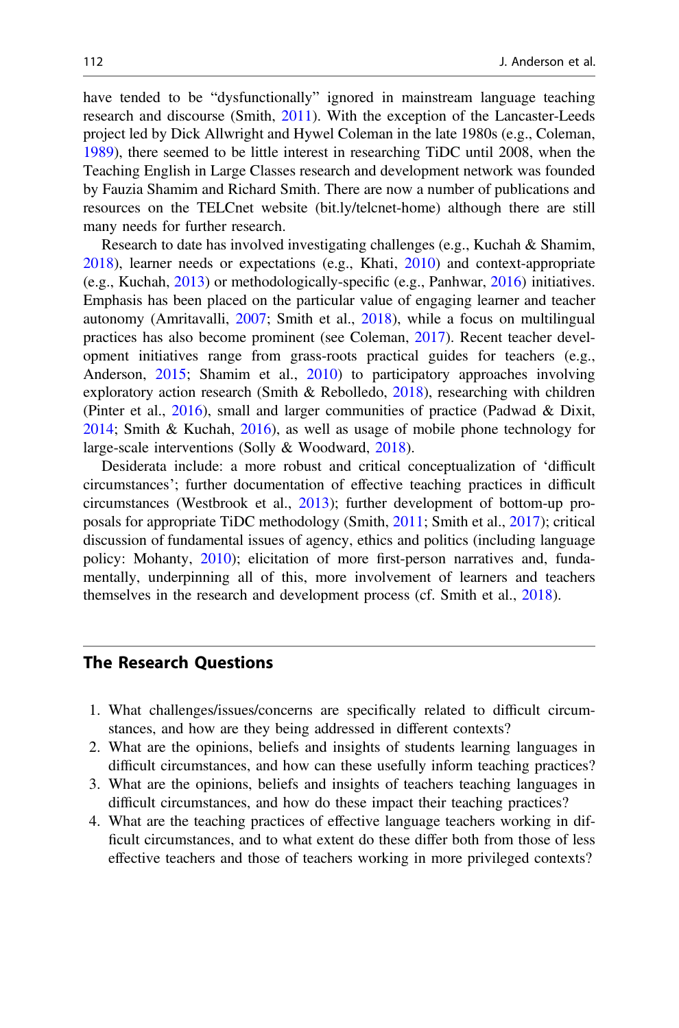have tended to be "dysfunctionally" ignored in mainstream language teaching research and discourse (Smith, 2011). With the exception of the Lancaster-Leeds project led by Dick Allwright and Hywel Coleman in the late 1980s (e.g., Coleman, 1989), there seemed to be little interest in researching TiDC until 2008, when the Teaching English in Large Classes research and development network was founded by Fauzia Shamim and Richard Smith. There are now a number of publications and resources on the TELCnet website (bit.ly/telcnet-home) although there are still many needs for further research.

Research to date has involved investigating challenges (e.g., Kuchah & Shamim, 2018), learner needs or expectations (e.g., Khati, 2010) and context-appropriate (e.g., Kuchah, 2013) or methodologically-specific (e.g., Panhwar, 2016) initiatives. Emphasis has been placed on the particular value of engaging learner and teacher autonomy (Amritavalli, 2007; Smith et al., 2018), while a focus on multilingual practices has also become prominent (see Coleman, 2017). Recent teacher development initiatives range from grass-roots practical guides for teachers (e.g., Anderson, 2015; Shamim et al., 2010) to participatory approaches involving exploratory action research (Smith & Rebolledo, 2018), researching with children (Pinter et al., 2016), small and larger communities of practice (Padwad & Dixit, 2014; Smith & Kuchah, 2016), as well as usage of mobile phone technology for large-scale interventions (Solly & Woodward, 2018).

Desiderata include: a more robust and critical conceptualization of 'difficult circumstances'; further documentation of effective teaching practices in difficult circumstances (Westbrook et al., 2013); further development of bottom-up proposals for appropriate TiDC methodology (Smith, 2011; Smith et al., 2017); critical discussion of fundamental issues of agency, ethics and politics (including language policy: Mohanty, 2010); elicitation of more first-person narratives and, fundamentally, underpinning all of this, more involvement of learners and teachers themselves in the research and development process (cf. Smith et al., 2018).

## The Research Questions

1. What challenges/issues/concerns are specifically related to difficult circumstances, and how are they being addressed in different contexts?
2. What are the opinions, beliefs and insights of students learning languages in difficult circumstances, and how can these usefully inform teaching practices?
3. What are the opinions, beliefs and insights of teachers teaching languages in difficult circumstances, and how do these impact their teaching practices?
4. What are the teaching practices of effective language teachers working in difficult circumstances, and to what extent do these differ both from those of less effective teachers and those of teachers working in more privileged contexts?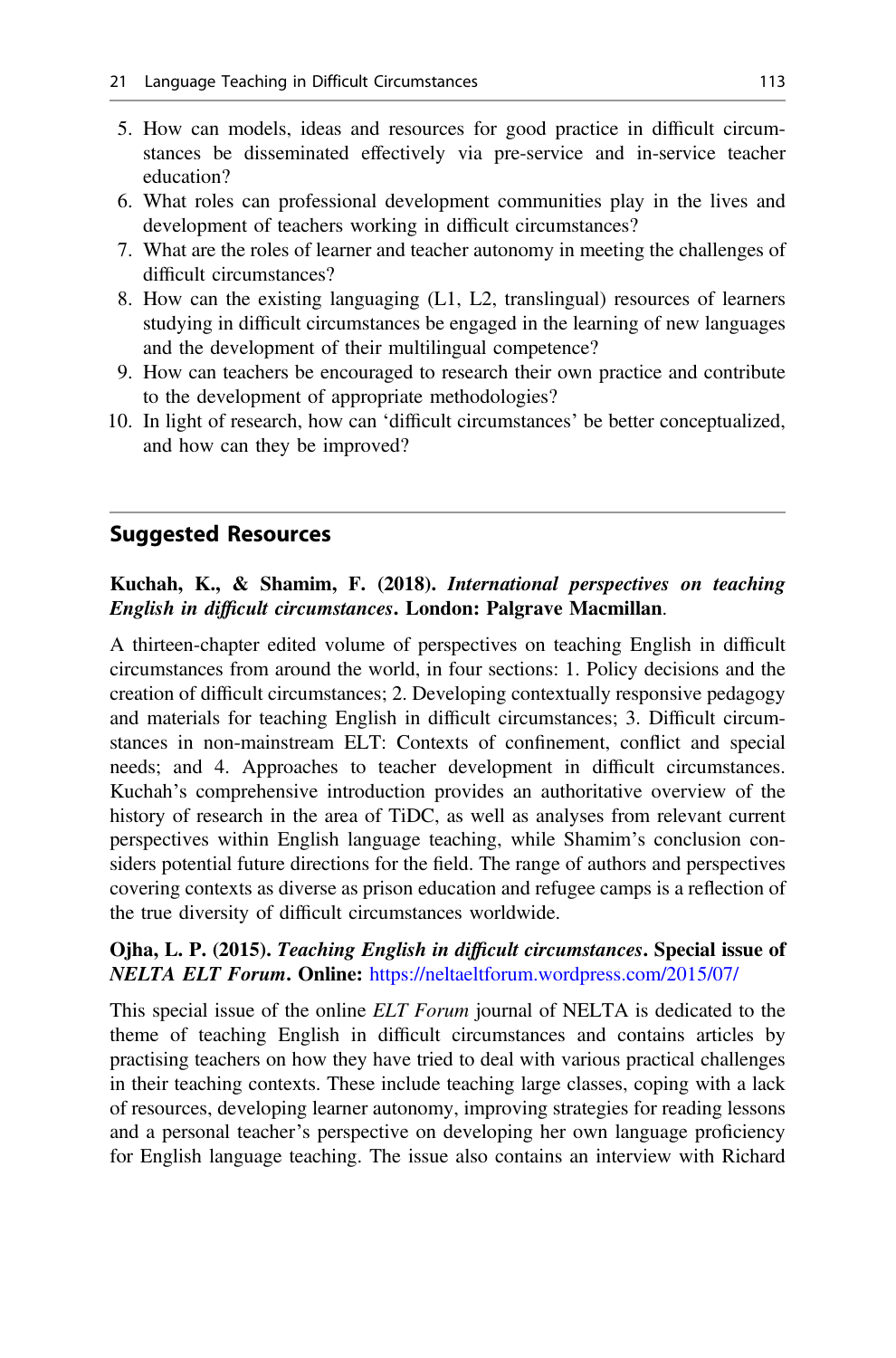5. How can models, ideas and resources for good practice in difficult circumstances be disseminated effectively via pre-service and in-service teacher education?
6. What roles can professional development communities play in the lives and development of teachers working in difficult circumstances?
7. What are the roles of learner and teacher autonomy in meeting the challenges of difficult circumstances?
8. How can the existing languaging (L1, L2, translingual) resources of learners studying in difficult circumstances be engaged in the learning of new languages and the development of their multilingual competence?
9. How can teachers be encouraged to research their own practice and contribute to the development of appropriate methodologies?
10. In light of research, how can 'difficult circumstances' be better conceptualized, and how can they be improved?

## Suggested Resources

**Kuchah, K., & Shamim, F. (2018). *International perspectives on teaching English in difficult circumstances*. London: Palgrave Macmillan**.

A thirteen-chapter edited volume of perspectives on teaching English in difficult circumstances from around the world, in four sections: 1. Policy decisions and the creation of difficult circumstances; 2. Developing contextually responsive pedagogy and materials for teaching English in difficult circumstances; 3. Difficult circumstances in non-mainstream ELT: Contexts of confinement, conflict and special needs; and 4. Approaches to teacher development in difficult circumstances. Kuchah's comprehensive introduction provides an authoritative overview of the history of research in the area of TiDC, as well as analyses from relevant current perspectives within English language teaching, while Shamim's conclusion considers potential future directions for the field. The range of authors and perspectives covering contexts as diverse as prison education and refugee camps is a reflection of the true diversity of difficult circumstances worldwide.

**Ojha, L. P. (2015). *Teaching English in difficult circumstances*. Special issue of *NELTA ELT Forum*. Online:** https://neltaeltforum.wordpress.com/2015/07/

This special issue of the online *ELT Forum* journal of NELTA is dedicated to the theme of teaching English in difficult circumstances and contains articles by practising teachers on how they have tried to deal with various practical challenges in their teaching contexts. These include teaching large classes, coping with a lack of resources, developing learner autonomy, improving strategies for reading lessons and a personal teacher's perspective on developing her own language proficiency for English language teaching. The issue also contains an interview with Richard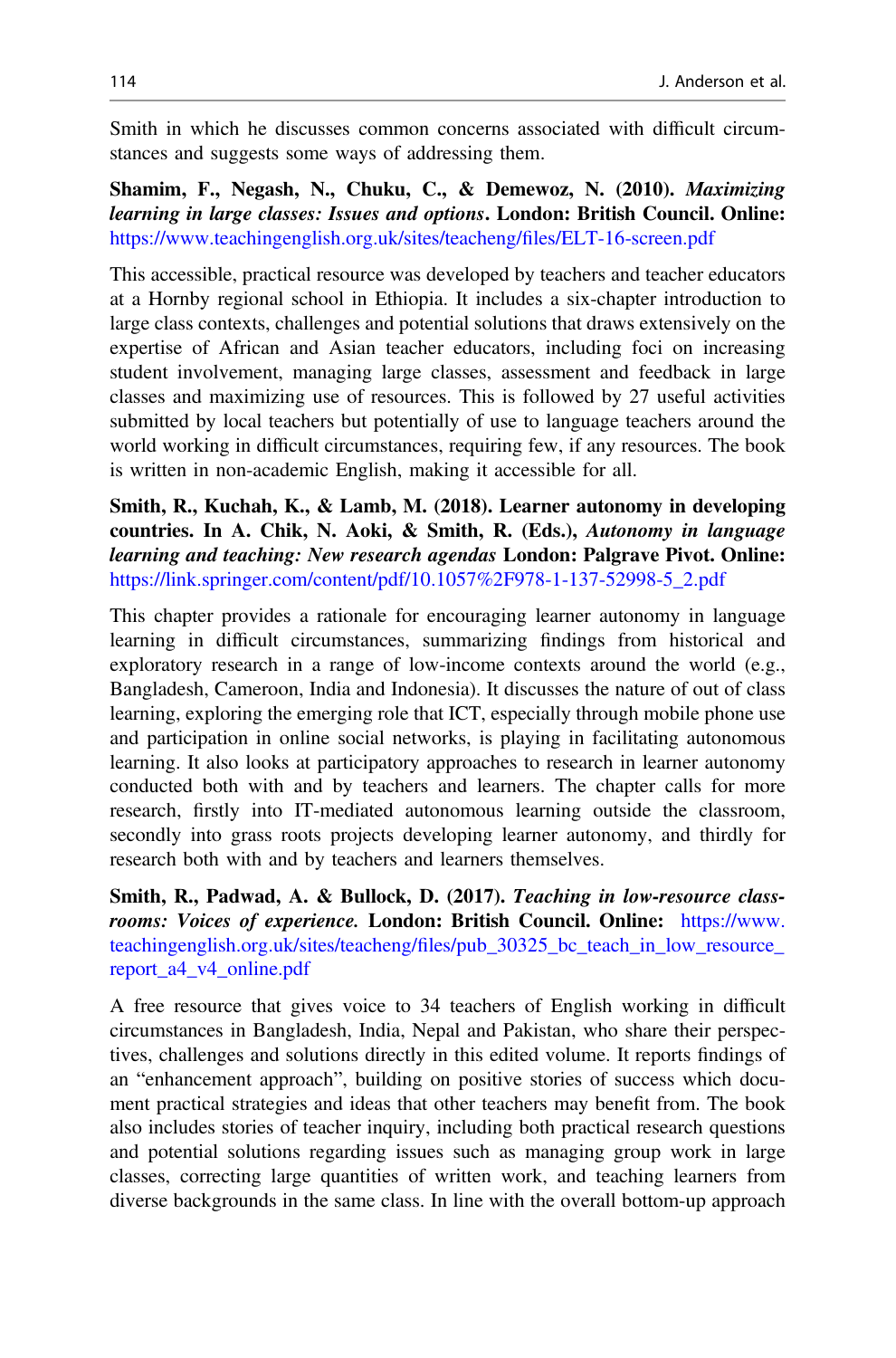Smith in which he discusses common concerns associated with difficult circumstances and suggests some ways of addressing them.

**Shamim, F., Negash, N., Chuku, C., & Demewoz, N. (2010).** ***Maximizing learning in large classes: Issues and options*****. London: British Council. Online:** https://www.teachingenglish.org.uk/sites/teacheng/files/ELT-16-screen.pdf

This accessible, practical resource was developed by teachers and teacher educators at a Hornby regional school in Ethiopia. It includes a six-chapter introduction to large class contexts, challenges and potential solutions that draws extensively on the expertise of African and Asian teacher educators, including foci on increasing student involvement, managing large classes, assessment and feedback in large classes and maximizing use of resources. This is followed by 27 useful activities submitted by local teachers but potentially of use to language teachers around the world working in difficult circumstances, requiring few, if any resources. The book is written in non-academic English, making it accessible for all.

**Smith, R., Kuchah, K., & Lamb, M. (2018). Learner autonomy in developing countries. In A. Chik, N. Aoki, & Smith, R. (Eds.),** ***Autonomy in language learning and teaching: New research agendas*** **London: Palgrave Pivot. Online:** https://link.springer.com/content/pdf/10.1057%2F978-1-137-52998-5_2.pdf

This chapter provides a rationale for encouraging learner autonomy in language learning in difficult circumstances, summarizing findings from historical and exploratory research in a range of low-income contexts around the world (e.g., Bangladesh, Cameroon, India and Indonesia). It discusses the nature of out of class learning, exploring the emerging role that ICT, especially through mobile phone use and participation in online social networks, is playing in facilitating autonomous learning. It also looks at participatory approaches to research in learner autonomy conducted both with and by teachers and learners. The chapter calls for more research, firstly into IT-mediated autonomous learning outside the classroom, secondly into grass roots projects developing learner autonomy, and thirdly for research both with and by teachers and learners themselves.

**Smith, R., Padwad, A. & Bullock, D. (2017).** ***Teaching in low-resource classrooms: Voices of experience.*** **London: British Council. Online:** https://www.teachingenglish.org.uk/sites/teacheng/files/pub_30325_bc_teach_in_low_resource_report_a4_v4_online.pdf

A free resource that gives voice to 34 teachers of English working in difficult circumstances in Bangladesh, India, Nepal and Pakistan, who share their perspectives, challenges and solutions directly in this edited volume. It reports findings of an "enhancement approach", building on positive stories of success which document practical strategies and ideas that other teachers may benefit from. The book also includes stories of teacher inquiry, including both practical research questions and potential solutions regarding issues such as managing group work in large classes, correcting large quantities of written work, and teaching learners from diverse backgrounds in the same class. In line with the overall bottom-up approach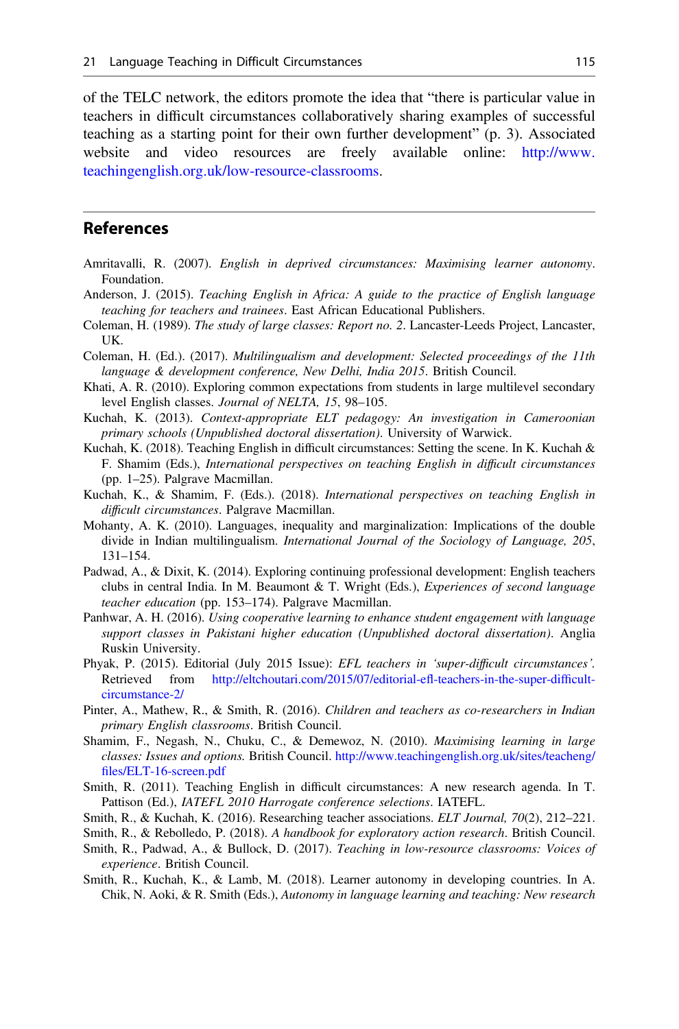of the TELC network, the editors promote the idea that "there is particular value in teachers in difficult circumstances collaboratively sharing examples of successful teaching as a starting point for their own further development" (p. 3). Associated website and video resources are freely available online: http://www.teachingenglish.org.uk/low-resource-classrooms.

## References

Amritavalli, R. (2007). *English in deprived circumstances: Maximising learner autonomy*. Foundation.

Anderson, J. (2015). *Teaching English in Africa: A guide to the practice of English language teaching for teachers and trainees*. East African Educational Publishers.

Coleman, H. (1989). *The study of large classes: Report no. 2*. Lancaster-Leeds Project, Lancaster, UK.

Coleman, H. (Ed.). (2017). *Multilingualism and development: Selected proceedings of the 11th language & development conference, New Delhi, India 2015*. British Council.

Khati, A. R. (2010). Exploring common expectations from students in large multilevel secondary level English classes. *Journal of NELTA, 15*, 98–105.

Kuchah, K. (2013). *Context-appropriate ELT pedagogy: An investigation in Cameroonian primary schools (Unpublished doctoral dissertation)*. University of Warwick.

Kuchah, K. (2018). Teaching English in difficult circumstances: Setting the scene. In K. Kuchah & F. Shamim (Eds.), *International perspectives on teaching English in difficult circumstances* (pp. 1–25). Palgrave Macmillan.

Kuchah, K., & Shamim, F. (Eds.). (2018). *International perspectives on teaching English in difficult circumstances*. Palgrave Macmillan.

Mohanty, A. K. (2010). Languages, inequality and marginalization: Implications of the double divide in Indian multilingualism. *International Journal of the Sociology of Language, 205*, 131–154.

Padwad, A., & Dixit, K. (2014). Exploring continuing professional development: English teachers clubs in central India. In M. Beaumont & T. Wright (Eds.), *Experiences of second language teacher education* (pp. 153–174). Palgrave Macmillan.

Panhwar, A. H. (2016). *Using cooperative learning to enhance student engagement with language support classes in Pakistani higher education (Unpublished doctoral dissertation)*. Anglia Ruskin University.

Phyak, P. (2015). Editorial (July 2015 Issue): *EFL teachers in 'super-difficult circumstances'*. Retrieved from http://eltchoutari.com/2015/07/editorial-efl-teachers-in-the-super-difficult-circumstance-2/

Pinter, A., Mathew, R., & Smith, R. (2016). *Children and teachers as co-researchers in Indian primary English classrooms*. British Council.

Shamim, F., Negash, N., Chuku, C., & Demewoz, N. (2010). *Maximising learning in large classes: Issues and options.* British Council. http://www.teachingenglish.org.uk/sites/teacheng/files/ELT-16-screen.pdf

Smith, R. (2011). Teaching English in difficult circumstances: A new research agenda. In T. Pattison (Ed.), *IATEFL 2010 Harrogate conference selections*. IATEFL.

Smith, R., & Kuchah, K. (2016). Researching teacher associations. *ELT Journal, 70*(2), 212–221.

Smith, R., & Rebolledo, P. (2018). *A handbook for exploratory action research*. British Council.

Smith, R., Padwad, A., & Bullock, D. (2017). *Teaching in low-resource classrooms: Voices of experience*. British Council.

Smith, R., Kuchah, K., & Lamb, M. (2018). Learner autonomy in developing countries. In A. Chik, N. Aoki, & R. Smith (Eds.), *Autonomy in language learning and teaching: New research*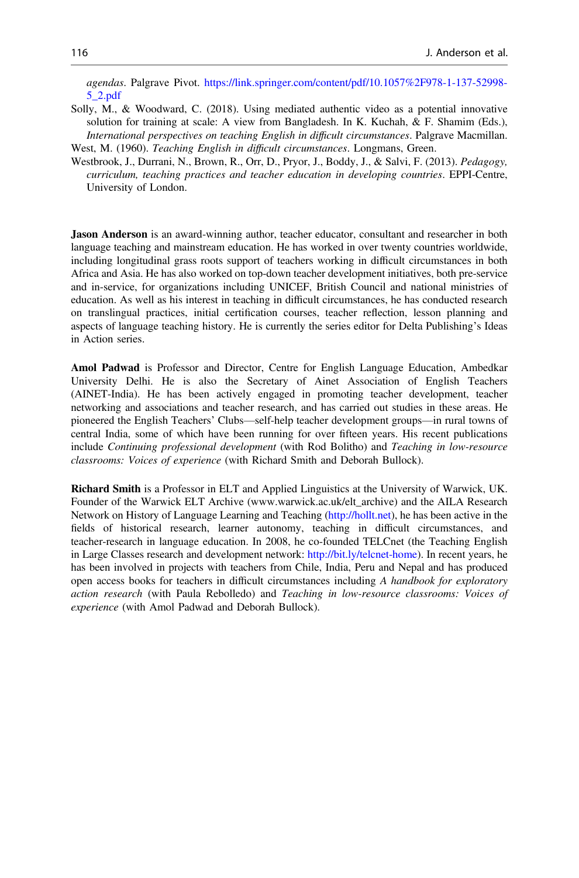*agendas*. Palgrave Pivot. https://link.springer.com/content/pdf/10.1057%2F978-1-137-52998-5_2.pdf

Solly, M., & Woodward, C. (2018). Using mediated authentic video as a potential innovative solution for training at scale: A view from Bangladesh. In K. Kuchah, & F. Shamim (Eds.), *International perspectives on teaching English in difficult circumstances*. Palgrave Macmillan.

West, M. (1960). *Teaching English in difficult circumstances*. Longmans, Green.

Westbrook, J., Durrani, N., Brown, R., Orr, D., Pryor, J., Boddy, J., & Salvi, F. (2013). *Pedagogy, curriculum, teaching practices and teacher education in developing countries*. EPPI-Centre, University of London.

**Jason Anderson** is an award-winning author, teacher educator, consultant and researcher in both language teaching and mainstream education. He has worked in over twenty countries worldwide, including longitudinal grass roots support of teachers working in difficult circumstances in both Africa and Asia. He has also worked on top-down teacher development initiatives, both pre-service and in-service, for organizations including UNICEF, British Council and national ministries of education. As well as his interest in teaching in difficult circumstances, he has conducted research on translingual practices, initial certification courses, teacher reflection, lesson planning and aspects of language teaching history. He is currently the series editor for Delta Publishing's Ideas in Action series.

**Amol Padwad** is Professor and Director, Centre for English Language Education, Ambedkar University Delhi. He is also the Secretary of Ainet Association of English Teachers (AINET-India). He has been actively engaged in promoting teacher development, teacher networking and associations and teacher research, and has carried out studies in these areas. He pioneered the English Teachers' Clubs—self-help teacher development groups—in rural towns of central India, some of which have been running for over fifteen years. His recent publications include *Continuing professional development* (with Rod Bolitho) and *Teaching in low-resource classrooms: Voices of experience* (with Richard Smith and Deborah Bullock).

**Richard Smith** is a Professor in ELT and Applied Linguistics at the University of Warwick, UK. Founder of the Warwick ELT Archive (www.warwick.ac.uk/elt_archive) and the AILA Research Network on History of Language Learning and Teaching (http://hollt.net), he has been active in the fields of historical research, learner autonomy, teaching in difficult circumstances, and teacher-research in language education. In 2008, he co-founded TELCnet (the Teaching English in Large Classes research and development network: http://bit.ly/telcnet-home). In recent years, he has been involved in projects with teachers from Chile, India, Peru and Nepal and has produced open access books for teachers in difficult circumstances including *A handbook for exploratory action research* (with Paula Rebolledo) and *Teaching in low-resource classrooms: Voices of experience* (with Amol Padwad and Deborah Bullock).